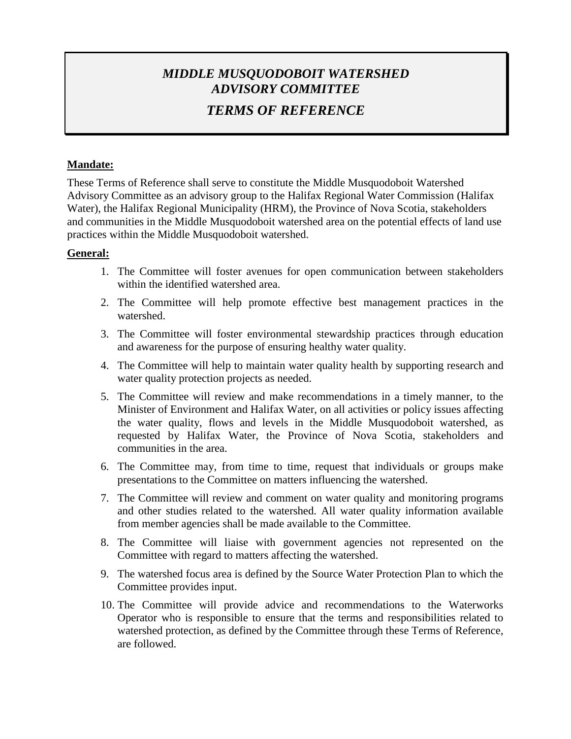# *MIDDLE MUSQUODOBOIT WATERSHED ADVISORY COMMITTEE*

## *TERMS OF REFERENCE*

**Mandate:**

These Terms of Reference shall serve to constitute the Middle Musquodoboit Watershed Advisory Committee as an advisory group to the Halifax Regional Water Commission (Halifax Water), the Halifax Regional Municipality (HRM), the Province of Nova Scotia, stakeholders and communities in the Middle Musquodoboit watershed area on the potential effects of land use practices within the Middle Musquodoboit watershed.

**General:**

1. The Committee will foster avenues for open communication between stakeholders within the identified watershed area.
2. The Committee will help promote effective best management practices in the watershed.
3. The Committee will foster environmental stewardship practices through education and awareness for the purpose of ensuring healthy water quality.
4. The Committee will help to maintain water quality health by supporting research and water quality protection projects as needed.
5. The Committee will review and make recommendations in a timely manner, to the Minister of Environment and Halifax Water, on all activities or policy issues affecting the water quality, flows and levels in the Middle Musquodoboit watershed, as requested by Halifax Water, the Province of Nova Scotia, stakeholders and communities in the area.
6. The Committee may, from time to time, request that individuals or groups make presentations to the Committee on matters influencing the watershed.
7. The Committee will review and comment on water quality and monitoring programs and other studies related to the watershed. All water quality information available from member agencies shall be made available to the Committee.
8. The Committee will liaise with government agencies not represented on the Committee with regard to matters affecting the watershed.
9. The watershed focus area is defined by the Source Water Protection Plan to which the Committee provides input.
10. The Committee will provide advice and recommendations to the Waterworks Operator who is responsible to ensure that the terms and responsibilities related to watershed protection, as defined by the Committee through these Terms of Reference, are followed.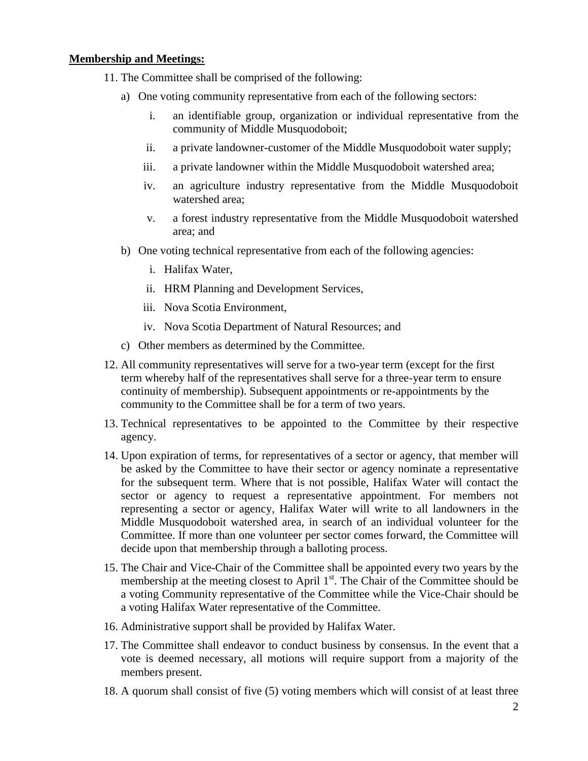**Membership and Meetings:**

11. The Committee shall be comprised of the following:
    a) One voting community representative from each of the following sectors:
        i. an identifiable group, organization or individual representative from the community of Middle Musquodoboit;
        ii. a private landowner-customer of the Middle Musquodoboit water supply;
        iii. a private landowner within the Middle Musquodoboit watershed area;
        iv. an agriculture industry representative from the Middle Musquodoboit watershed area;
        v. a forest industry representative from the Middle Musquodoboit watershed area; and
    b) One voting technical representative from each of the following agencies:
        i. Halifax Water,
        ii. HRM Planning and Development Services,
        iii. Nova Scotia Environment,
        iv. Nova Scotia Department of Natural Resources; and
    c) Other members as determined by the Committee.
12. All community representatives will serve for a two-year term (except for the first term whereby half of the representatives shall serve for a three-year term to ensure continuity of membership). Subsequent appointments or re-appointments by the community to the Committee shall be for a term of two years.
13. Technical representatives to be appointed to the Committee by their respective agency.
14. Upon expiration of terms, for representatives of a sector or agency, that member will be asked by the Committee to have their sector or agency nominate a representative for the subsequent term. Where that is not possible, Halifax Water will contact the sector or agency to request a representative appointment. For members not representing a sector or agency, Halifax Water will write to all landowners in the Middle Musquodoboit watershed area, in search of an individual volunteer for the Committee. If more than one volunteer per sector comes forward, the Committee will decide upon that membership through a balloting process.
15. The Chair and Vice-Chair of the Committee shall be appointed every two years by the membership at the meeting closest to April 1st. The Chair of the Committee should be a voting Community representative of the Committee while the Vice-Chair should be a voting Halifax Water representative of the Committee.
16. Administrative support shall be provided by Halifax Water.
17. The Committee shall endeavor to conduct business by consensus. In the event that a vote is deemed necessary, all motions will require support from a majority of the members present.
18. A quorum shall consist of five (5) voting members which will consist of at least three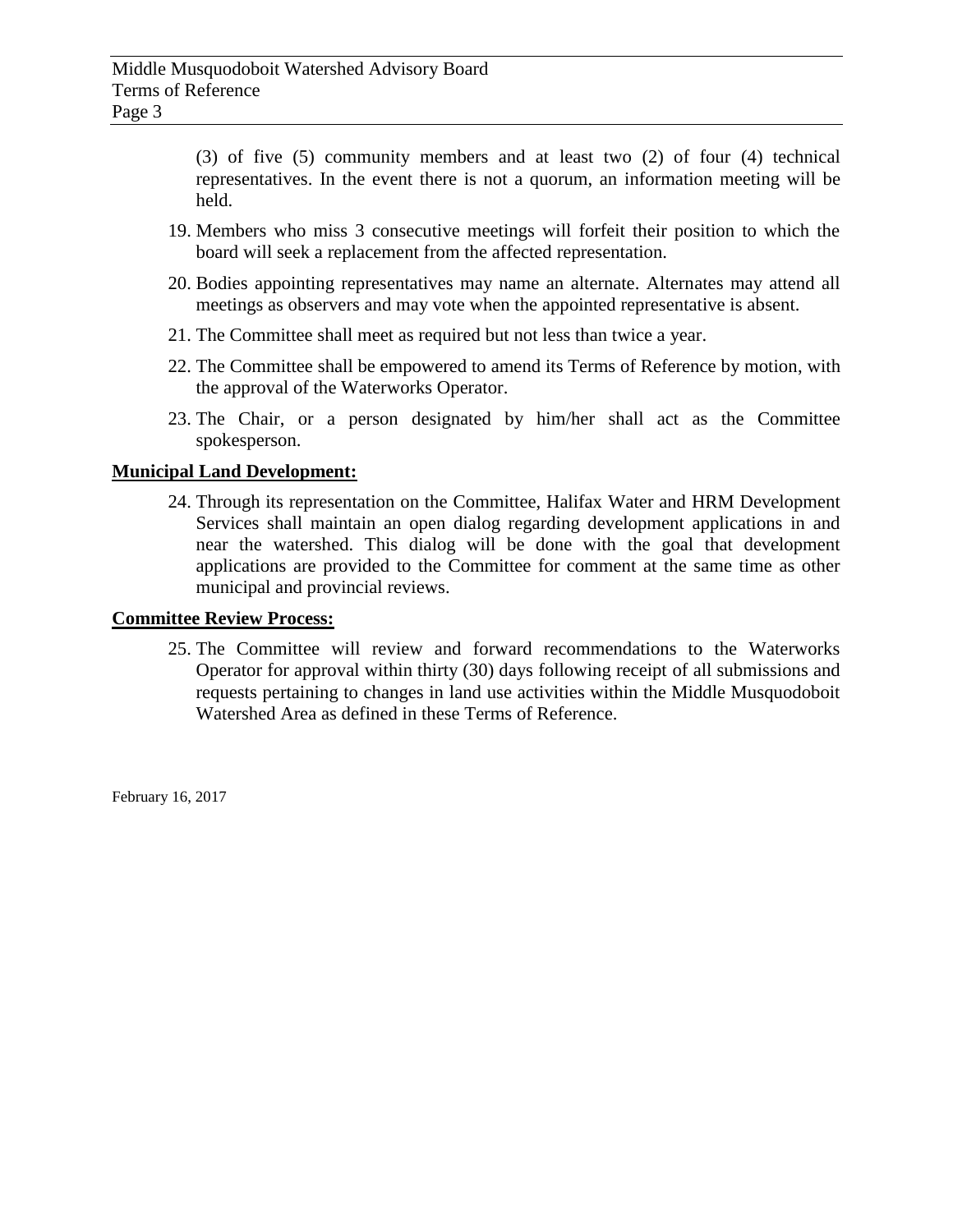(3) of five (5) community members and at least two (2) of four (4) technical representatives. In the event there is not a quorum, an information meeting will be held.

19. Members who miss 3 consecutive meetings will forfeit their position to which the board will seek a replacement from the affected representation.

20. Bodies appointing representatives may name an alternate. Alternates may attend all meetings as observers and may vote when the appointed representative is absent.

21. The Committee shall meet as required but not less than twice a year.

22. The Committee shall be empowered to amend its Terms of Reference by motion, with the approval of the Waterworks Operator.

23. The Chair, or a person designated by him/her shall act as the Committee spokesperson.

**Municipal Land Development:**

24. Through its representation on the Committee, Halifax Water and HRM Development Services shall maintain an open dialog regarding development applications in and near the watershed. This dialog will be done with the goal that development applications are provided to the Committee for comment at the same time as other municipal and provincial reviews.

**Committee Review Process:**

25. The Committee will review and forward recommendations to the Waterworks Operator for approval within thirty (30) days following receipt of all submissions and requests pertaining to changes in land use activities within the Middle Musquodoboit Watershed Area as defined in these Terms of Reference.

February 16, 2017